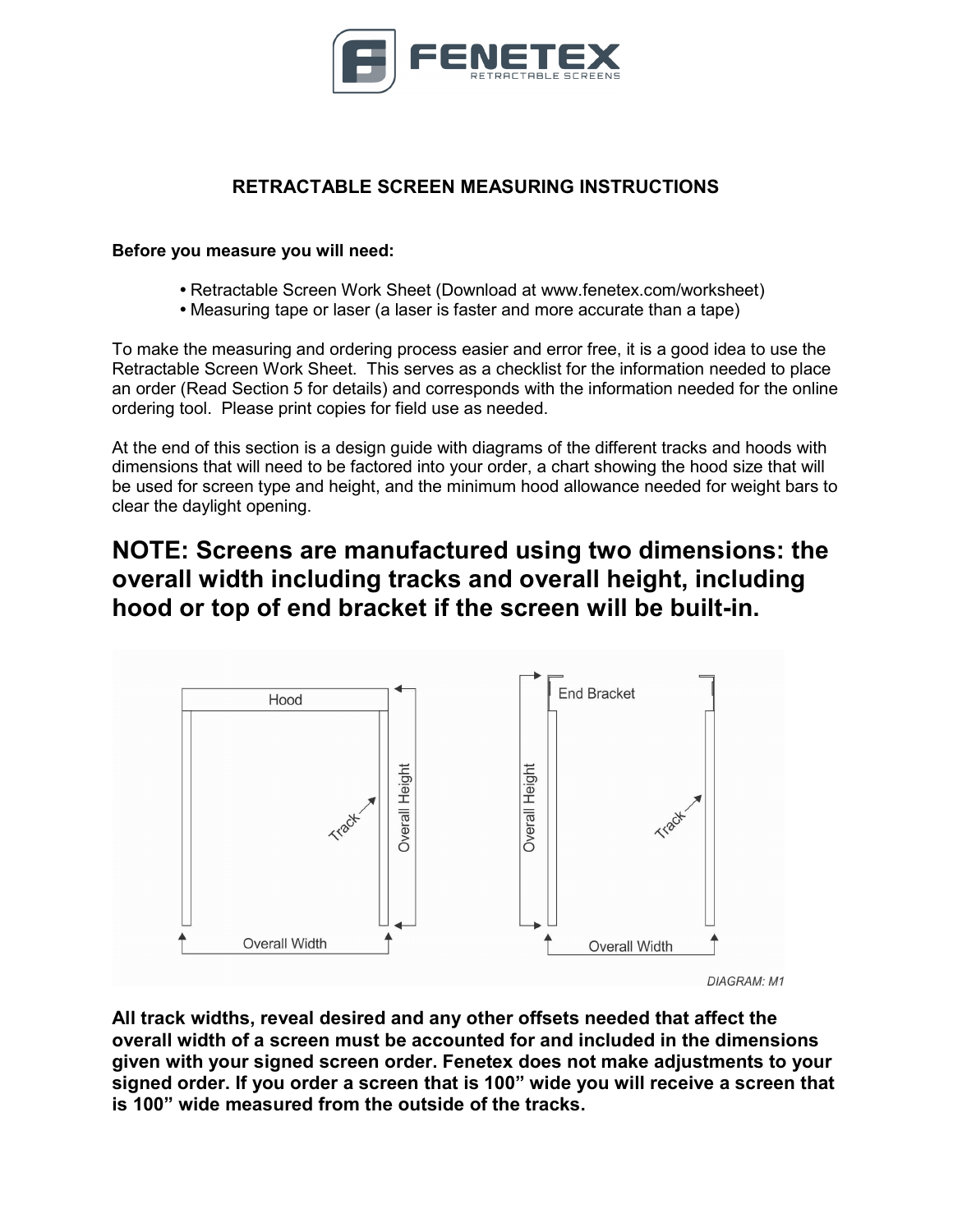FENETEX
RETRACTABLE SCREENS

## RETRACTABLE SCREEN MEASURING INSTRUCTIONS

**Before you measure you will need:**

- Retractable Screen Work Sheet (Download at www.fenetex.com/worksheet)
- Measuring tape or laser (a laser is faster and more accurate than a tape)

To make the measuring and ordering process easier and error free, it is a good idea to use the Retractable Screen Work Sheet. This serves as a checklist for the information needed to place an order (Read Section 5 for details) and corresponds with the information needed for the online ordering tool. Please print copies for field use as needed.

At the end of this section is a design guide with diagrams of the different tracks and hoods with dimensions that will need to be factored into your order, a chart showing the hood size that will be used for screen type and height, and the minimum hood allowance needed for weight bars to clear the daylight opening.

## NOTE: Screens are manufactured using two dimensions: the overall width including tracks and overall height, including hood or top of end bracket if the screen will be built-in.

Hood | Track | Overall Height | Overall Width

End Bracket | Track | Overall Height | Overall Width

*DIAGRAM: M1*

**All track widths, reveal desired and any other offsets needed that affect the overall width of a screen must be accounted for and included in the dimensions given with your signed screen order. Fenetex does not make adjustments to your signed order. If you order a screen that is 100" wide you will receive a screen that is 100" wide measured from the outside of the tracks.**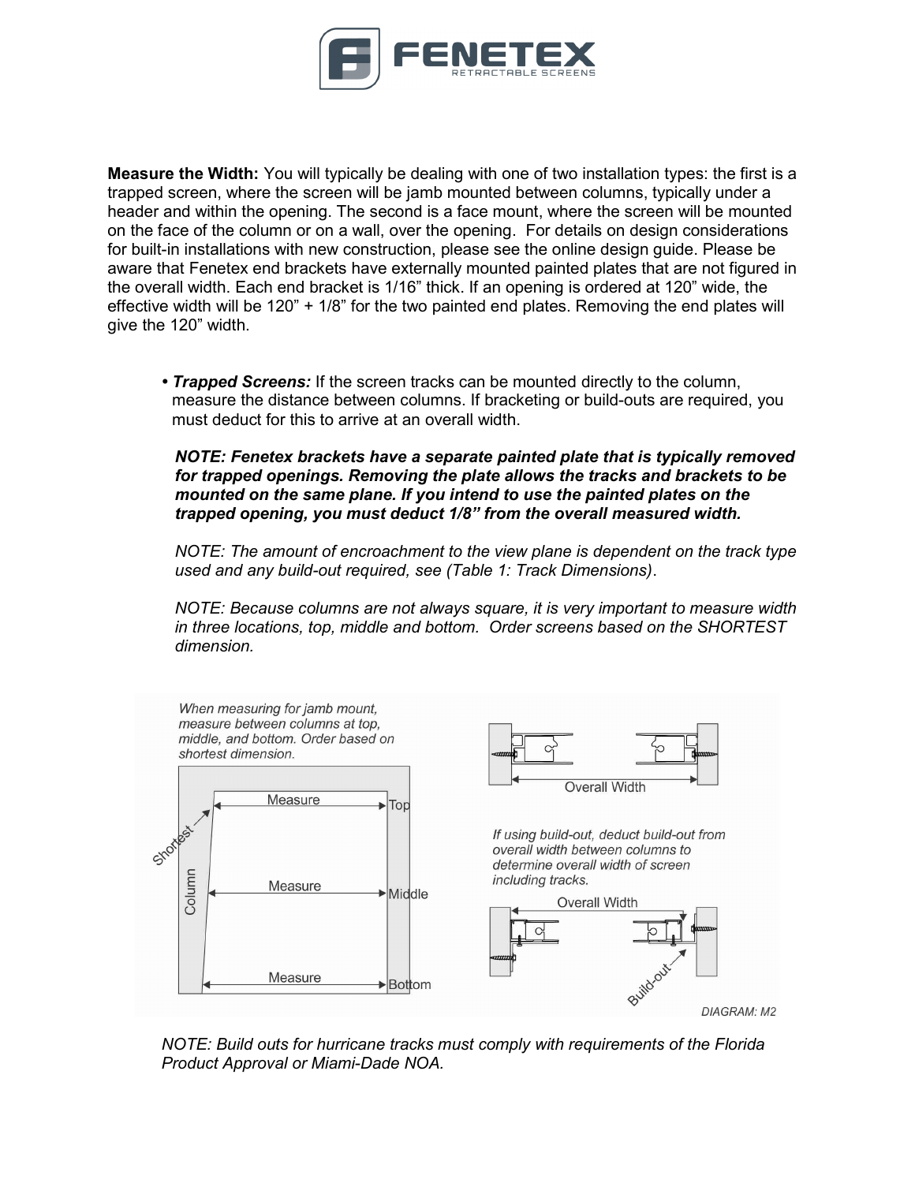**Measure the Width:** You will typically be dealing with one of two installation types: the first is a trapped screen, where the screen will be jamb mounted between columns, typically under a header and within the opening. The second is a face mount, where the screen will be mounted on the face of the column or on a wall, over the opening. For details on design considerations for built-in installations with new construction, please see the online design guide. Please be aware that Fenetex end brackets have externally mounted painted plates that are not figured in the overall width. Each end bracket is 1/16" thick. If an opening is ordered at 120" wide, the effective width will be 120" + 1/8" for the two painted end plates. Removing the end plates will give the 120" width.

- ***Trapped Screens:*** If the screen tracks can be mounted directly to the column, measure the distance between columns. If bracketing or build-outs are required, you must deduct for this to arrive at an overall width.

  ***NOTE: Fenetex brackets have a separate painted plate that is typically removed for trapped openings. Removing the plate allows the tracks and brackets to be mounted on the same plane. If you intend to use the painted plates on the trapped opening, you must deduct 1/8" from the overall measured width.***

  *NOTE: The amount of encroachment to the view plane is dependent on the track type used and any build-out required, see (Table 1: Track Dimensions).*

  *NOTE: Because columns are not always square, it is very important to measure width in three locations, top, middle and bottom. Order screens based on the SHORTEST dimension.*

*When measuring for jamb mount, measure between columns at top, middle, and bottom. Order based on shortest dimension.*

*If using build-out, deduct build-out from overall width between columns to determine overall width of screen including tracks.*

*DIAGRAM: M2*

*NOTE: Build outs for hurricane tracks must comply with requirements of the Florida Product Approval or Miami-Dade NOA.*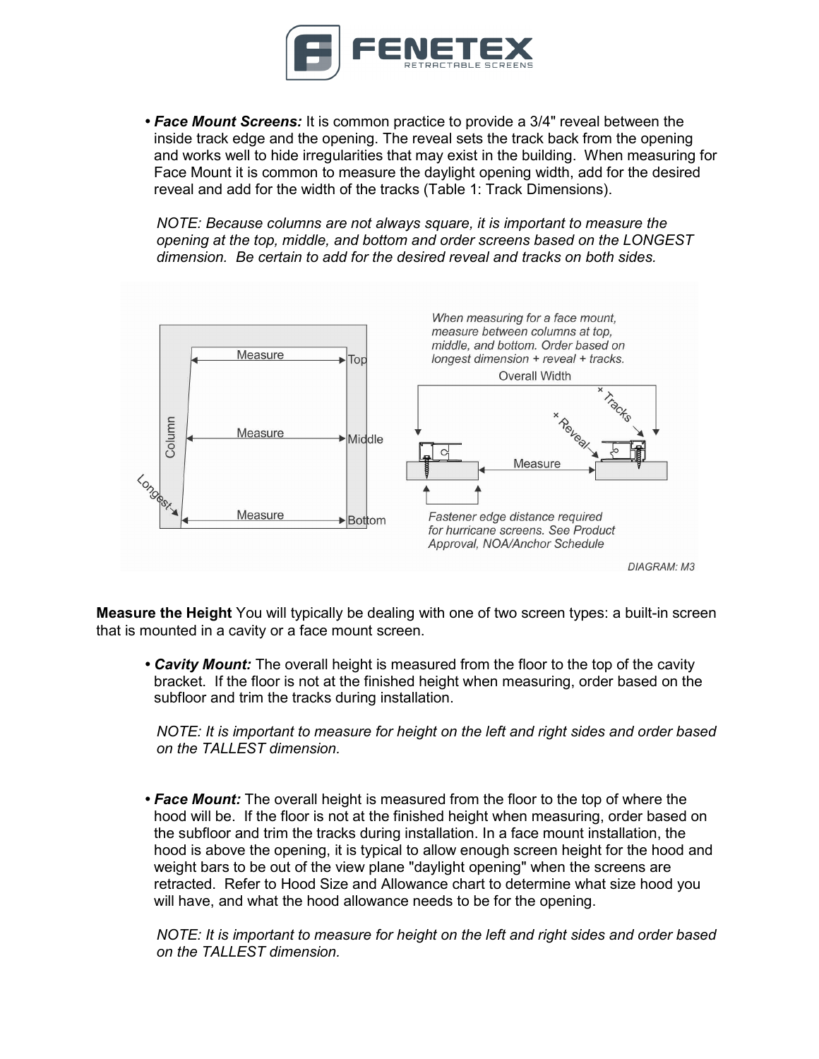- ***Face Mount Screens:*** It is common practice to provide a 3/4" reveal between the inside track edge and the opening. The reveal sets the track back from the opening and works well to hide irregularities that may exist in the building. When measuring for Face Mount it is common to measure the daylight opening width, add for the desired reveal and add for the width of the tracks (Table 1: Track Dimensions).

  *NOTE: Because columns are not always square, it is important to measure the opening at the top, middle, and bottom and order screens based on the LONGEST dimension. Be certain to add for the desired reveal and tracks on both sides.*

DIAGRAM: M3

**Measure the Height** You will typically be dealing with one of two screen types: a built-in screen that is mounted in a cavity or a face mount screen.

- ***Cavity Mount:*** The overall height is measured from the floor to the top of the cavity bracket. If the floor is not at the finished height when measuring, order based on the subfloor and trim the tracks during installation.

  *NOTE: It is important to measure for height on the left and right sides and order based on the TALLEST dimension.*

- ***Face Mount:*** The overall height is measured from the floor to the top of where the hood will be. If the floor is not at the finished height when measuring, order based on the subfloor and trim the tracks during installation. In a face mount installation, the hood is above the opening, it is typical to allow enough screen height for the hood and weight bars to be out of the view plane "daylight opening" when the screens are retracted. Refer to Hood Size and Allowance chart to determine what size hood you will have, and what the hood allowance needs to be for the opening.

  *NOTE: It is important to measure for height on the left and right sides and order based on the TALLEST dimension.*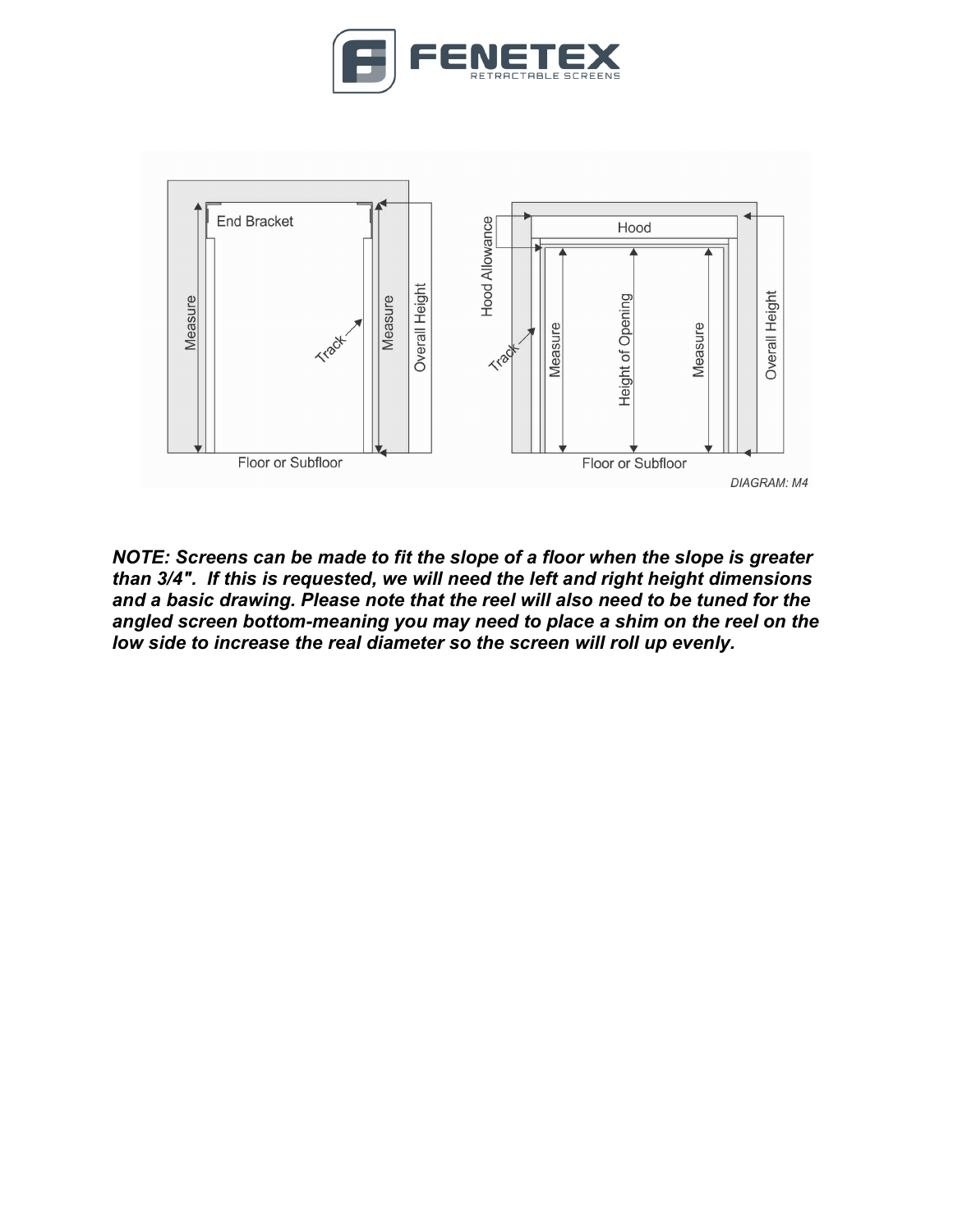End Bracket

Measure

Track

Measure

Overall Height

Floor or Subfloor

Hood Allowance

Hood

Track

Measure

Height of Opening

Measure

Overall Height

Floor or Subfloor

DIAGRAM: M4

***NOTE: Screens can be made to fit the slope of a floor when the slope is greater than 3/4". If this is requested, we will need the left and right height dimensions and a basic drawing. Please note that the reel will also need to be tuned for the angled screen bottom-meaning you may need to place a shim on the reel on the low side to increase the real diameter so the screen will roll up evenly.***